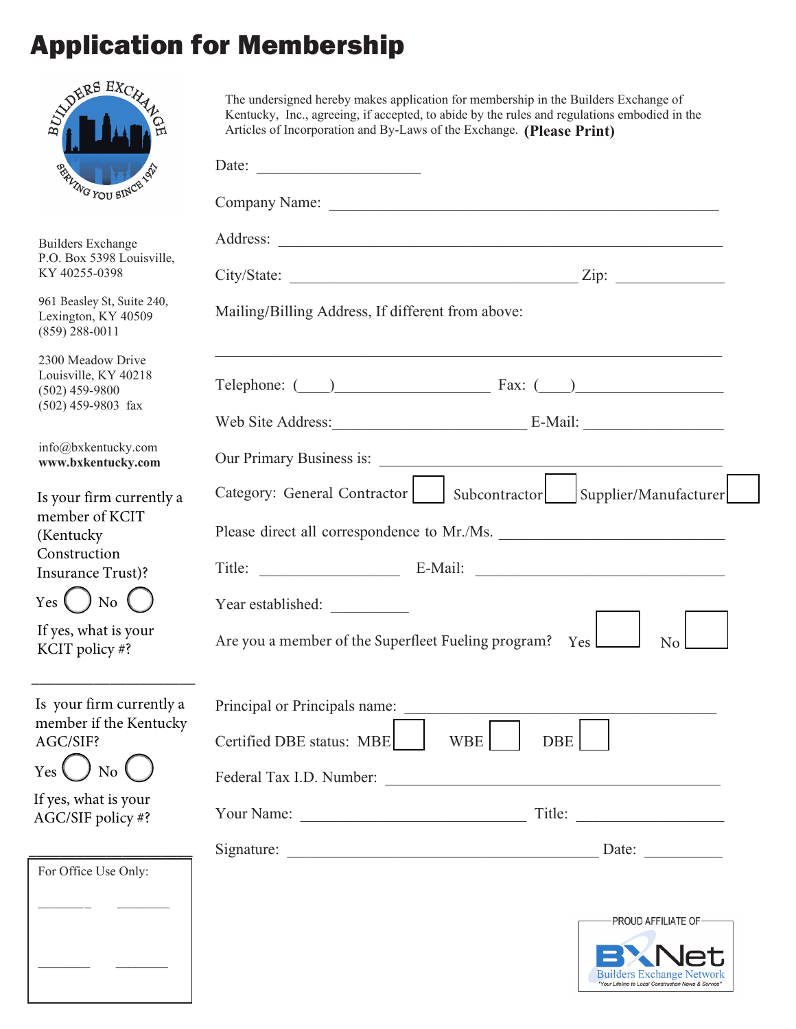# Application for Membership

Builders Exchange
P.O. Box 5398 Louisville, KY 40255-0398

961 Beasley St, Suite 240, Lexington, KY 40509
(859) 288-0011

2300 Meadow Drive
Louisville, KY 40218
(502) 459-9800
(502) 459-9803 fax

info@bxkentucky.com
**www.bxkentucky.com**

Is your firm currently a member of KCIT (Kentucky Construction Insurance Trust)?

Yes ◯ No ◯

If yes, what is your KCIT policy #?

_____________________

Is your firm currently a member if the Kentucky AGC/SIF?

Yes ◯ No ◯

If yes, what is your AGC/SIF policy #?

_____________________

For Office Use Only:

________ ________

________ ________

The undersigned hereby makes application for membership in the Builders Exchange of Kentucky, Inc., agreeing, if accepted, to abide by the rules and regulations embodied in the Articles of Incorporation and By-Laws of the Exchange. **(Please Print)**

Date: ______________________

Company Name: ____________________________________________________

Address: ____________________________________________________

City/State: ______________________________________ Zip: ______________

Mailing/Billing Address, If different from above:

____________________________________________________________

Telephone: (____)____________________ Fax: (____)____________________

Web Site Address:________________________ E-Mail: __________________

Our Primary Business is: ____________________________________________

Category: General Contractor ☐ Subcontractor ☐ Supplier/Manufacturer ☐

Please direct all correspondence to Mr./Ms. ___________________________

Title: __________________ E-Mail: ________________________________

Year established: __________

Are you a member of the Superfleet Fueling program? Yes ☐ No ☐

Principal or Principals name: ________________________________________

Certified DBE status: MBE ☐ WBE ☐ DBE ☐

Federal Tax I.D. Number: ____________________________________________

Your Name: ______________________________ Title: __________________

Signature: __________________________________________ Date: __________

PROUD AFFILIATE OF BXNet Builders Exchange Network "Your Lifeline to Local Construction News & Service"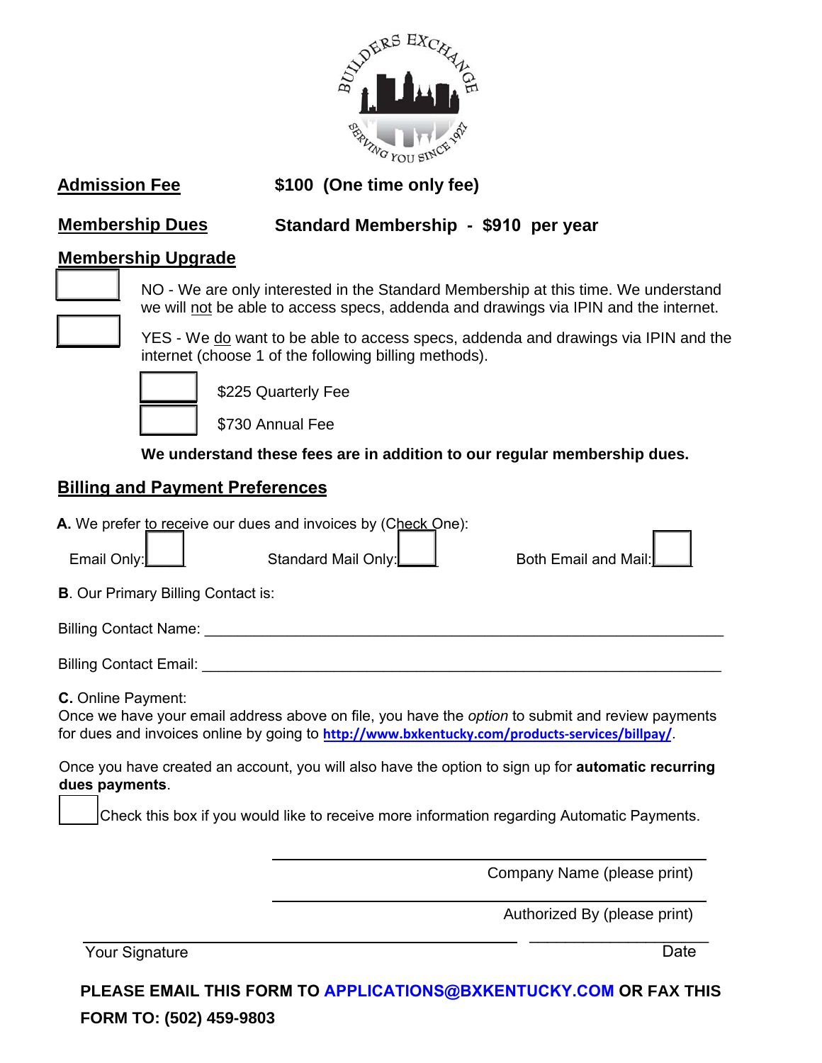**Admission Fee** **$100 (One time only fee)**

**Membership Dues** **Standard Membership - $910 per year**

**Membership Upgrade**

☐ NO - We are only interested in the Standard Membership at this time. We understand we will not be able to access specs, addenda and drawings via IPIN and the internet.

☐ YES - We do want to be able to access specs, addenda and drawings via IPIN and the internet (choose 1 of the following billing methods).

☐ $225 Quarterly Fee

☐ $730 Annual Fee

**We understand these fees are in addition to our regular membership dues.**

**Billing and Payment Preferences**

**A.** We prefer to receive our dues and invoices by (Check One):

Email Only: ☐ Standard Mail Only: ☐ Both Email and Mail: ☐

**B**. Our Primary Billing Contact is:

Billing Contact Name: ______________________________________________

Billing Contact Email: ______________________________________________

**C.** Online Payment:
Once we have your email address above on file, you have the *option* to submit and review payments for dues and invoices online by going to **http://www.bxkentucky.com/products-services/billpay/**.

Once you have created an account, you will also have the option to sign up for **automatic recurring dues payments**.

☐ Check this box if you would like to receive more information regarding Automatic Payments.

______________________________________________
Company Name (please print)

______________________________________________
Authorized By (please print)

______________________________________________ ____________________
Your Signature Date

**PLEASE EMAIL THIS FORM TO APPLICATIONS@BXKENTUCKY.COM OR FAX THIS FORM TO: (502) 459-9803**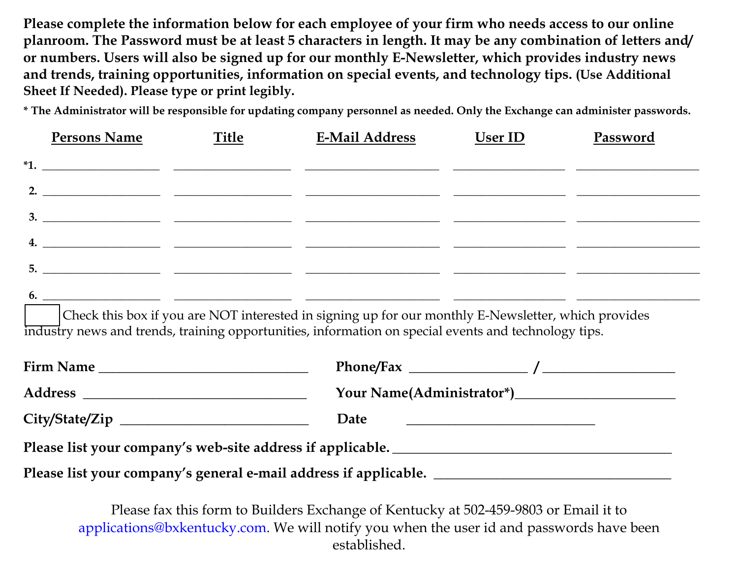**Please complete the information below for each employee of your firm who needs access to our online planroom. The Password must be at least 5 characters in length. It may be any combination of letters and/ or numbers. Users will also be signed up for our monthly E-Newsletter, which provides industry news and trends, training opportunities, information on special events, and technology tips. (Use Additional Sheet If Needed). Please type or print legibly.**

**\* The Administrator will be responsible for updating company personnel as needed. Only the Exchange can administer passwords.**

| | Persons Name | Title | E-Mail Address | User ID | Password |
|---|---|---|---|---|---|
| *1. | | | | | |
| 2. | | | | | |
| 3. | | | | | |
| 4. | | | | | |
| 5. | | | | | |
| 6. | | | | | |

☐ Check this box if you are NOT interested in signing up for our monthly E-Newsletter, which provides industry news and trends, training opportunities, information on special events and technology tips.

**Firm Name** ______________________________ **Phone/Fax** ________________ **/** __________________

**Address** ________________________________ **Your Name(Administrator\*)**______________________

**City/State/Zip** __________________________ **Date** ___________________________

**Please list your company's web-site address if applicable.** ________________________________________

**Please list your company's general e-mail address if applicable.** __________________________________

Please fax this form to Builders Exchange of Kentucky at 502-459-9803 or Email it to applications@bxkentucky.com. We will notify you when the user id and passwords have been established.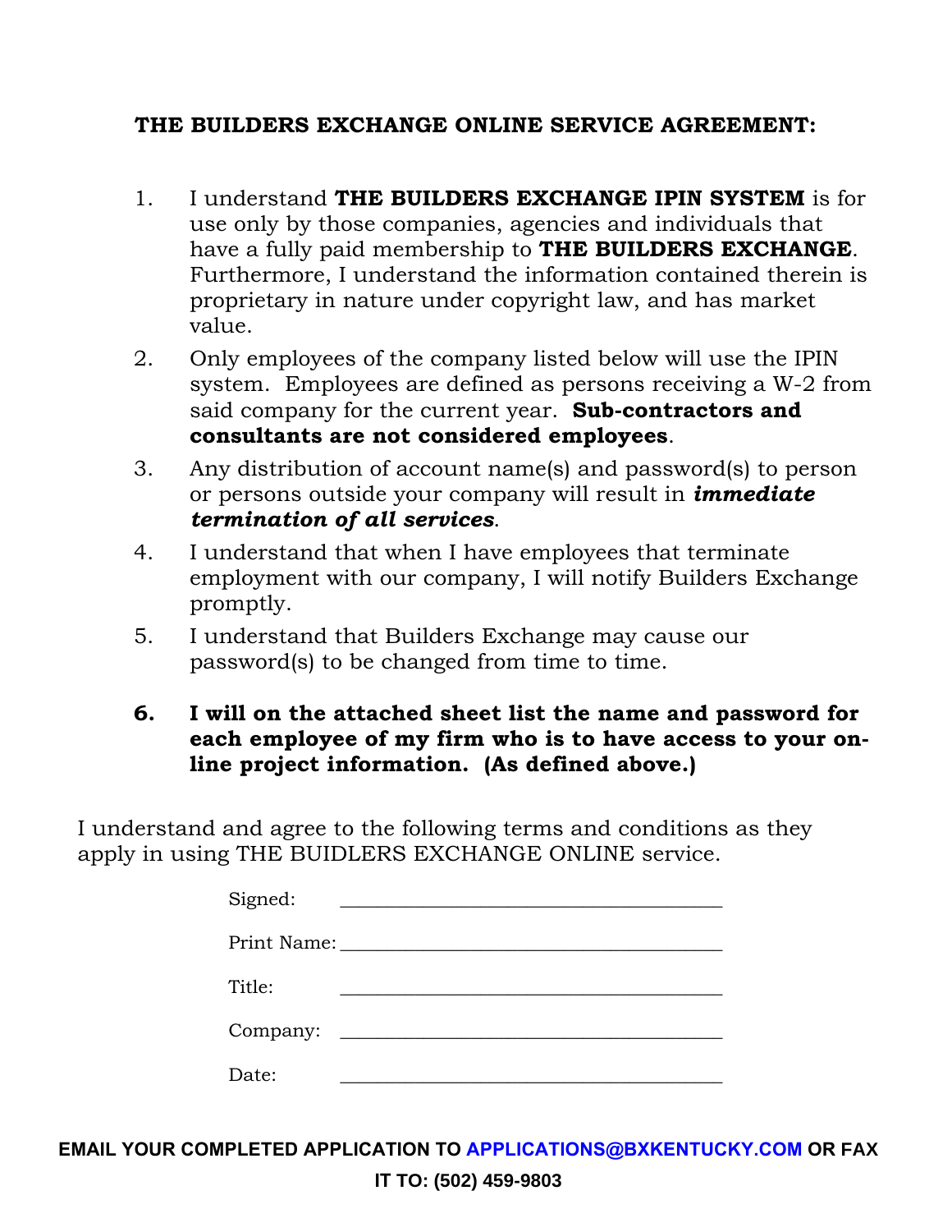**THE BUILDERS EXCHANGE ONLINE SERVICE AGREEMENT:**

1. I understand **THE BUILDERS EXCHANGE IPIN SYSTEM** is for use only by those companies, agencies and individuals that have a fully paid membership to **THE BUILDERS EXCHANGE**. Furthermore, I understand the information contained therein is proprietary in nature under copyright law, and has market value.
2. Only employees of the company listed below will use the IPIN system. Employees are defined as persons receiving a W-2 from said company for the current year. **Sub-contractors and consultants are not considered employees**.
3. Any distribution of account name(s) and password(s) to person or persons outside your company will result in ***immediate termination of all services***.
4. I understand that when I have employees that terminate employment with our company, I will notify Builders Exchange promptly.
5. I understand that Builders Exchange may cause our password(s) to be changed from time to time.

6. **I will on the attached sheet list the name and password for each employee of my firm who is to have access to your on-line project information. (As defined above.)**

I understand and agree to the following terms and conditions as they apply in using THE BUIDLERS EXCHANGE ONLINE service.

Signed: ______________________________________

Print Name: ______________________________________

Title: ______________________________________

Company: ______________________________________

Date: ______________________________________

**EMAIL YOUR COMPLETED APPLICATION TO APPLICATIONS@BXKENTUCKY.COM OR FAX IT TO: (502) 459-9803**